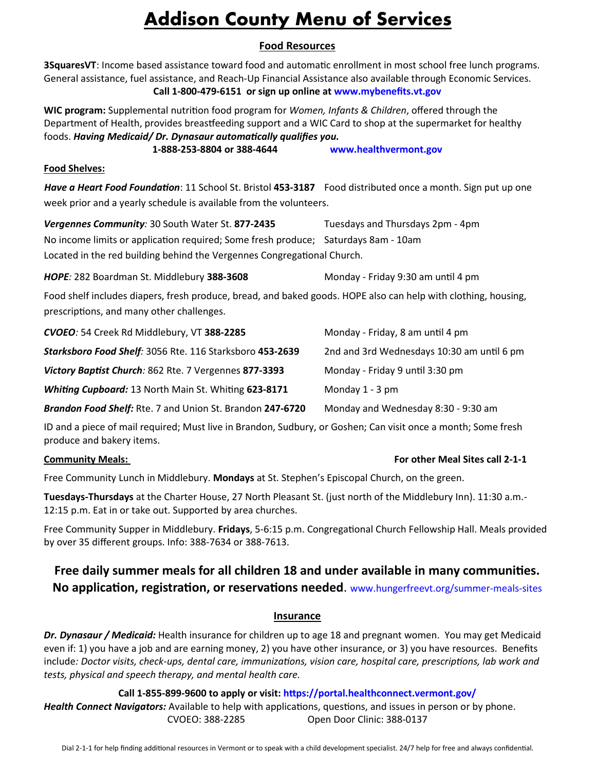# Addison County Menu of Services

## Food Resources

**3SquaresVT**: Income based assistance toward food and automatic enrollment in most school free lunch programs. General assistance, fuel assistance, and Reach-Up Financial Assistance also available through Economic Services.
**Call 1-800-479-6151 or sign up online at www.mybenefits.vt.gov**

**WIC program:** Supplemental nutrition food program for *Women, Infants & Children*, offered through the Department of Health, provides breastfeeding support and a WIC Card to shop at the supermarket for healthy foods. ***Having Medicaid/ Dr. Dynasaur automatically qualifies you.***
**1-888-253-8804 or 388-4644** **www.healthvermont.gov**

### Food Shelves:

***Have a Heart Food Foundation***: 11 School St. Bristol **453-3187** Food distributed once a month. Sign put up one week prior and a yearly schedule is available from the volunteers.

***Vergennes Community**:* 30 South Water St. **877-2435** Tuesdays and Thursdays 2pm - 4pm
No income limits or application required; Some fresh produce; Saturdays 8am - 10am
Located in the red building behind the Vergennes Congregational Church.

***HOPE**:* 282 Boardman St. Middlebury **388-3608** Monday - Friday 9:30 am until 4 pm

Food shelf includes diapers, fresh produce, bread, and baked goods. HOPE also can help with clothing, housing, prescriptions, and many other challenges.

| | |
|---|---|
| ***CVOEO**:* 54 Creek Rd Middlebury, VT **388-2285** | Monday - Friday, 8 am until 4 pm |
| ***Starksboro Food Shelf**:* 3056 Rte. 116 Starksboro **453-2639** | 2nd and 3rd Wednesdays 10:30 am until 6 pm |
| ***Victory Baptist Church**:* 862 Rte. 7 Vergennes **877-3393** | Monday - Friday 9 until 3:30 pm |
| ***Whiting Cupboard:*** 13 North Main St. Whiting **623-8171** | Monday 1 - 3 pm |
| ***Brandon Food Shelf:*** Rte. 7 and Union St. Brandon **247-6720** | Monday and Wednesday 8:30 - 9:30 am |

ID and a piece of mail required; Must live in Brandon, Sudbury, or Goshen; Can visit once a month; Some fresh produce and bakery items.

### Community Meals:

**For other Meal Sites call 2-1-1**

Free Community Lunch in Middlebury. **Mondays** at St. Stephen's Episcopal Church, on the green.

**Tuesdays-Thursdays** at the Charter House, 27 North Pleasant St. (just north of the Middlebury Inn). 11:30 a.m.-12:15 p.m. Eat in or take out. Supported by area churches.

Free Community Supper in Middlebury. **Fridays**, 5-6:15 p.m. Congregational Church Fellowship Hall. Meals provided by over 35 different groups. Info: 388-7634 or 388-7613.

**Free daily summer meals for all children 18 and under available in many communities. No application, registration, or reservations needed**. www.hungerfreevt.org/summer-meals-sites

## Insurance

***Dr. Dynasaur / Medicaid:*** Health insurance for children up to age 18 and pregnant women. You may get Medicaid even if: 1) you have a job and are earning money, 2) you have other insurance, or 3) you have resources. Benefits include*: Doctor visits, check-ups, dental care, immunizations, vision care, hospital care, prescriptions, lab work and tests, physical and speech therapy, and mental health care.*

**Call 1-855-899-9600 to apply or visit: https://portal.healthconnect.vermont.gov/**
***Health Connect Navigators:*** Available to help with applications, questions, and issues in person or by phone.
CVOEO: 388-2285 Open Door Clinic: 388-0137

Dial 2-1-1 for help finding additional resources in Vermont or to speak with a child development specialist. 24/7 help for free and always confidential.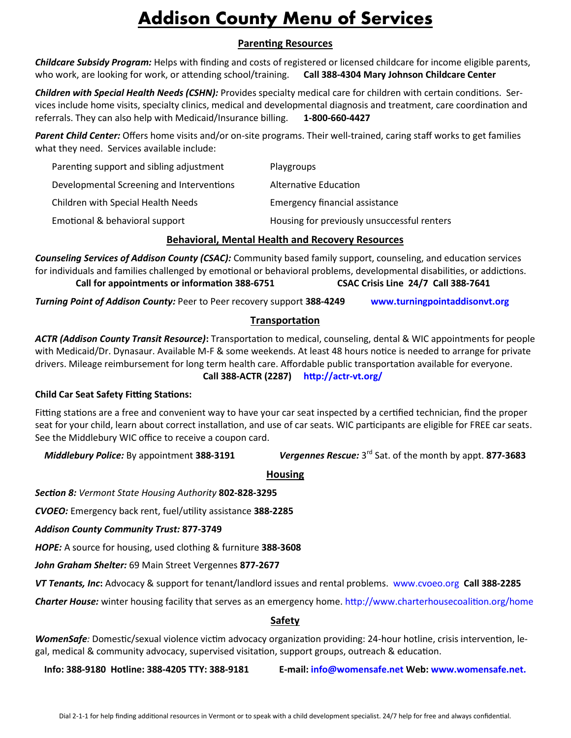# Addison County Menu of Services

## Parenting Resources

***Childcare Subsidy Program:*** Helps with finding and costs of registered or licensed childcare for income eligible parents, who work, are looking for work, or attending school/training. **Call 388-4304 Mary Johnson Childcare Center**

***Children with Special Health Needs (CSHN):*** Provides specialty medical care for children with certain conditions. Services include home visits, specialty clinics, medical and developmental diagnosis and treatment, care coordination and referrals. They can also help with Medicaid/Insurance billing. **1-800-660-4427**

***Parent Child Center:*** Offers home visits and/or on-site programs. Their well-trained, caring staff works to get families what they need. Services available include:

| | |
|---|---|
| Parenting support and sibling adjustment | Playgroups |
| Developmental Screening and Interventions | Alternative Education |
| Children with Special Health Needs | Emergency financial assistance |
| Emotional & behavioral support | Housing for previously unsuccessful renters |

## Behavioral, Mental Health and Recovery Resources

***Counseling Services of Addison County (CSAC):*** Community based family support, counseling, and education services for individuals and families challenged by emotional or behavioral problems, developmental disabilities, or addictions.

**Call for appointments or information 388-6751** **CSAC Crisis Line 24/7 Call 388-7641**

***Turning Point of Addison County:*** Peer to Peer recovery support **388-4249** **www.turningpointaddisonvt.org**

## Transportation

***ACTR (Addison County Transit Resource)*:** Transportation to medical, counseling, dental & WIC appointments for people with Medicaid/Dr. Dynasaur. Available M-F & some weekends. At least 48 hours notice is needed to arrange for private drivers. Mileage reimbursement for long term health care. Affordable public transportation available for everyone.

**Call 388-ACTR (2287)** **http://actr-vt.org/**

**Child Car Seat Safety Fitting Stations:**

Fitting stations are a free and convenient way to have your car seat inspected by a certified technician, find the proper seat for your child, learn about correct installation, and use of car seats. WIC participants are eligible for FREE car seats. See the Middlebury WIC office to receive a coupon card.

***Middlebury Police:*** By appointment **388-3191** ***Vergennes Rescue:*** 3rd Sat. of the month by appt. **877-3683**

## Housing

***Section 8:*** *Vermont State Housing Authority* **802-828-3295**

***CVOEO:*** Emergency back rent, fuel/utility assistance **388-2285**

***Addison County Community Trust:*** **877-3749**

***HOPE:*** A source for housing, used clothing & furniture **388-3608**

***John Graham Shelter:*** 69 Main Street Vergennes **877-2677**

***VT Tenants, Inc*:** Advocacy & support for tenant/landlord issues and rental problems. www.cvoeo.org **Call 388-2285**

***Charter House:*** winter housing facility that serves as an emergency home. http://www.charterhousecoalition.org/home

## Safety

***WomenSafe**:* Domestic/sexual violence victim advocacy organization providing: 24-hour hotline, crisis intervention, legal, medical & community advocacy, supervised visitation, support groups, outreach & education.

**Info: 388-9180 Hotline: 388-4205 TTY: 388-9181** **E-mail: info@womensafe.net Web: www.womensafe.net.**

Dial 2-1-1 for help finding additional resources in Vermont or to speak with a child development specialist. 24/7 help for free and always confidential.